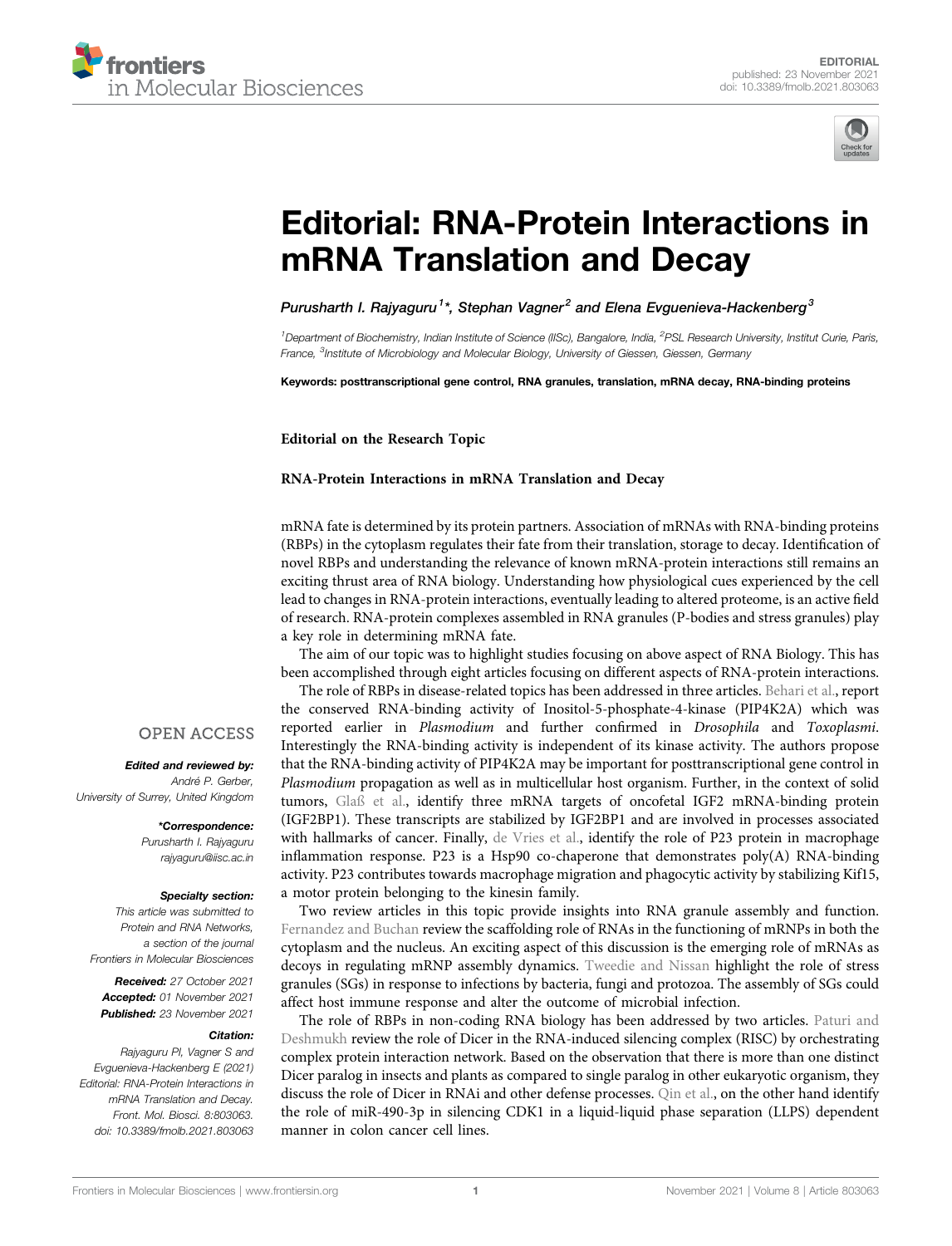EDITORIAL
published: 23 November 2021
doi: 10.3389/fmolb.2021.803063

# Editorial: RNA-Protein Interactions in mRNA Translation and Decay

**Purusharth I. Rajyaguru[1]*, Stephan Vagner[2] and Elena Evguenieva-Hackenberg[3]**

[1]Department of Biochemistry, Indian Institute of Science (IISc), Bangalore, India, [2]PSL Research University, Institut Curie, Paris, France, [3]Institute of Microbiology and Molecular Biology, University of Giessen, Giessen, Germany

**Keywords: posttranscriptional gene control, RNA granules, translation, mRNA decay, RNA-binding proteins**

**Editorial on the Research Topic**

**RNA-Protein Interactions in mRNA Translation and Decay**

OPEN ACCESS

***Edited and reviewed by:***
*André P. Gerber, University of Surrey, United Kingdom*

***\*Correspondence:***
*Purusharth I. Rajyaguru*
*rajyaguru@iisc.ac.in*

***Specialty section:***
*This article was submitted to Protein and RNA Networks, a section of the journal Frontiers in Molecular Biosciences*

***Received:*** *27 October 2021*
***Accepted:*** *01 November 2021*
***Published:*** *23 November 2021*

***Citation:***
*Rajyaguru PI, Vagner S and Evguenieva-Hackenberg E (2021) Editorial: RNA-Protein Interactions in mRNA Translation and Decay. Front. Mol. Biosci. 8:803063. doi: 10.3389/fmolb.2021.803063*

mRNA fate is determined by its protein partners. Association of mRNAs with RNA-binding proteins (RBPs) in the cytoplasm regulates their fate from their translation, storage to decay. Identification of novel RBPs and understanding the relevance of known mRNA-protein interactions still remains an exciting thrust area of RNA biology. Understanding how physiological cues experienced by the cell lead to changes in RNA-protein interactions, eventually leading to altered proteome, is an active field of research. RNA-protein complexes assembled in RNA granules (P-bodies and stress granules) play a key role in determining mRNA fate.

The aim of our topic was to highlight studies focusing on above aspect of RNA Biology. This has been accomplished through eight articles focusing on different aspects of RNA-protein interactions.

The role of RBPs in disease-related topics has been addressed in three articles. Behari et al., report the conserved RNA-binding activity of Inositol-5-phosphate-4-kinase (PIP4K2A) which was reported earlier in *Plasmodium* and further confirmed in *Drosophila* and *Toxoplasmi*. Interestingly the RNA-binding activity is independent of its kinase activity. The authors propose that the RNA-binding activity of PIP4K2A may be important for posttranscriptional gene control in *Plasmodium* propagation as well as in multicellular host organism. Further, in the context of solid tumors, Glaß et al., identify three mRNA targets of oncofetal IGF2 mRNA-binding protein (IGF2BP1). These transcripts are stabilized by IGF2BP1 and are involved in processes associated with hallmarks of cancer. Finally, de Vries et al., identify the role of P23 protein in macrophage inflammation response. P23 is a Hsp90 co-chaperone that demonstrates poly(A) RNA-binding activity. P23 contributes towards macrophage migration and phagocytic activity by stabilizing Kif15, a motor protein belonging to the kinesin family.

Two review articles in this topic provide insights into RNA granule assembly and function. Fernandez and Buchan review the scaffolding role of RNAs in the functioning of mRNPs in both the cytoplasm and the nucleus. An exciting aspect of this discussion is the emerging role of mRNAs as decoys in regulating mRNP assembly dynamics. Tweedie and Nissan highlight the role of stress granules (SGs) in response to infections by bacteria, fungi and protozoa. The assembly of SGs could affect host immune response and alter the outcome of microbial infection.

The role of RBPs in non-coding RNA biology has been addressed by two articles. Paturi and Deshmukh review the role of Dicer in the RNA-induced silencing complex (RISC) by orchestrating complex protein interaction network. Based on the observation that there is more than one distinct Dicer paralog in insects and plants as compared to single paralog in other eukaryotic organism, they discuss the role of Dicer in RNAi and other defense processes. Qin et al., on the other hand identify the role of miR-490-3p in silencing CDK1 in a liquid-liquid phase separation (LLPS) dependent manner in colon cancer cell lines.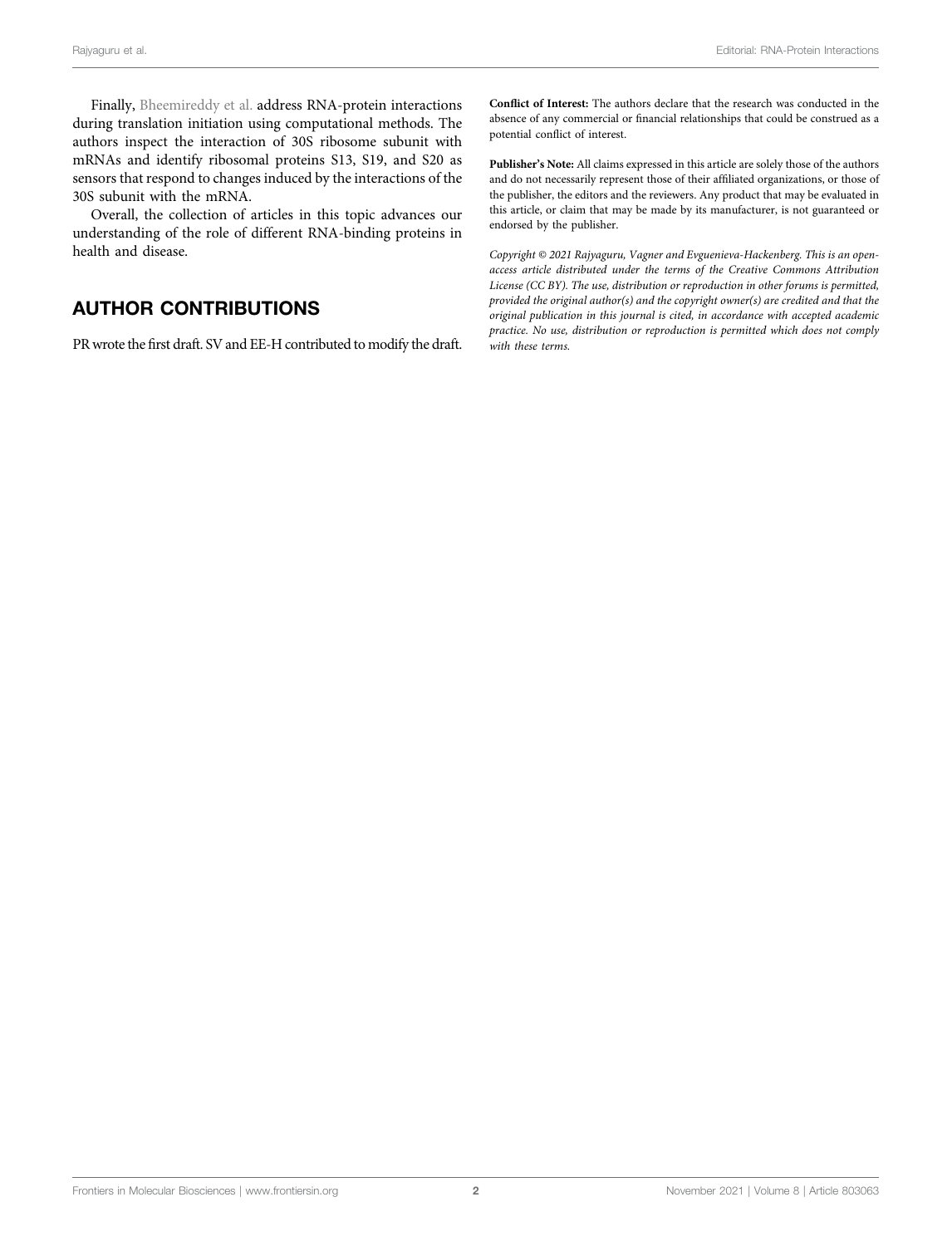Finally, Bheemireddy et al. address RNA-protein interactions during translation initiation using computational methods. The authors inspect the interaction of 30S ribosome subunit with mRNAs and identify ribosomal proteins S13, S19, and S20 as sensors that respond to changes induced by the interactions of the 30S subunit with the mRNA.

Overall, the collection of articles in this topic advances our understanding of the role of different RNA-binding proteins in health and disease.

## AUTHOR CONTRIBUTIONS

PR wrote the first draft. SV and EE-H contributed to modify the draft.

**Conflict of Interest:** The authors declare that the research was conducted in the absence of any commercial or financial relationships that could be construed as a potential conflict of interest.

**Publisher's Note:** All claims expressed in this article are solely those of the authors and do not necessarily represent those of their affiliated organizations, or those of the publisher, the editors and the reviewers. Any product that may be evaluated in this article, or claim that may be made by its manufacturer, is not guaranteed or endorsed by the publisher.

*Copyright © 2021 Rajyaguru, Vagner and Evguenieva-Hackenberg. This is an open-access article distributed under the terms of the Creative Commons Attribution License (CC BY). The use, distribution or reproduction in other forums is permitted, provided the original author(s) and the copyright owner(s) are credited and that the original publication in this journal is cited, in accordance with accepted academic practice. No use, distribution or reproduction is permitted which does not comply with these terms.*